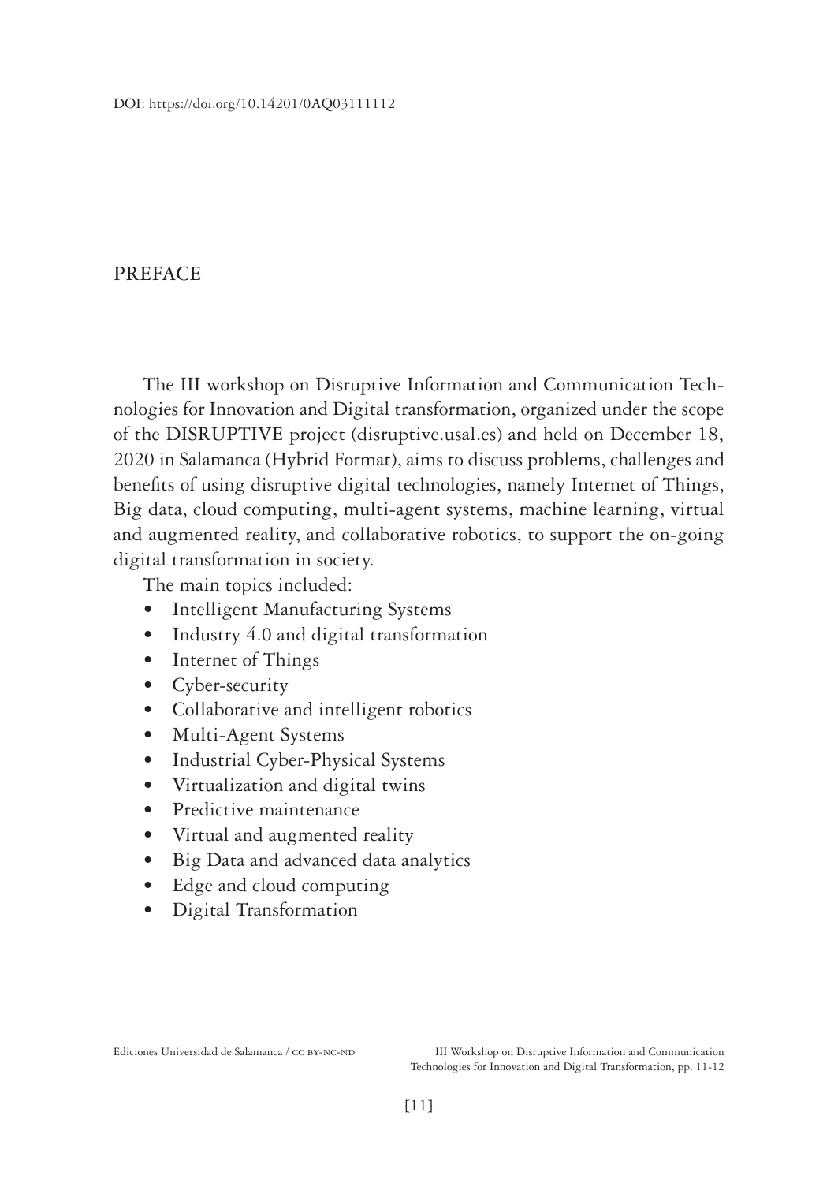DOI: https://doi.org/10.14201/0AQ03111112

# PREFACE

The III workshop on Disruptive Information and Communication Technologies for Innovation and Digital transformation, organized under the scope of the DISRUPTIVE project (disruptive.usal.es) and held on December 18, 2020 in Salamanca (Hybrid Format), aims to discuss problems, challenges and benefits of using disruptive digital technologies, namely Internet of Things, Big data, cloud computing, multi-agent systems, machine learning, virtual and augmented reality, and collaborative robotics, to support the on-going digital transformation in society.

The main topics included:

- Intelligent Manufacturing Systems
- Industry 4.0 and digital transformation
- Internet of Things
- Cyber-security
- Collaborative and intelligent robotics
- Multi-Agent Systems
- Industrial Cyber-Physical Systems
- Virtualization and digital twins
- Predictive maintenance
- Virtual and augmented reality
- Big Data and advanced data analytics
- Edge and cloud computing
- Digital Transformation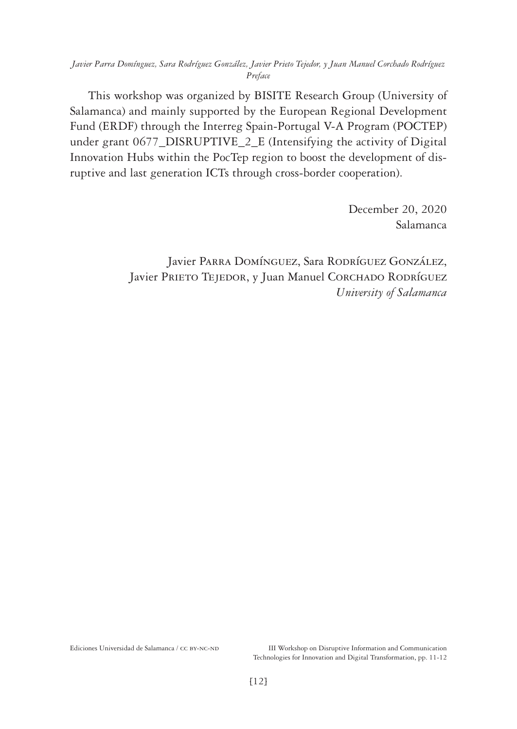This workshop was organized by BISITE Research Group (University of Salamanca) and mainly supported by the European Regional Development Fund (ERDF) through the Interreg Spain-Portugal V-A Program (POCTEP) under grant 0677_DISRUPTIVE_2_E (Intensifying the activity of Digital Innovation Hubs within the PocTep region to boost the development of disruptive and last generation ICTs through cross-border cooperation).

December 20, 2020
Salamanca

Javier Parra Domínguez, Sara Rodríguez González,
Javier Prieto Tejedor, y Juan Manuel Corchado Rodríguez
*University of Salamanca*